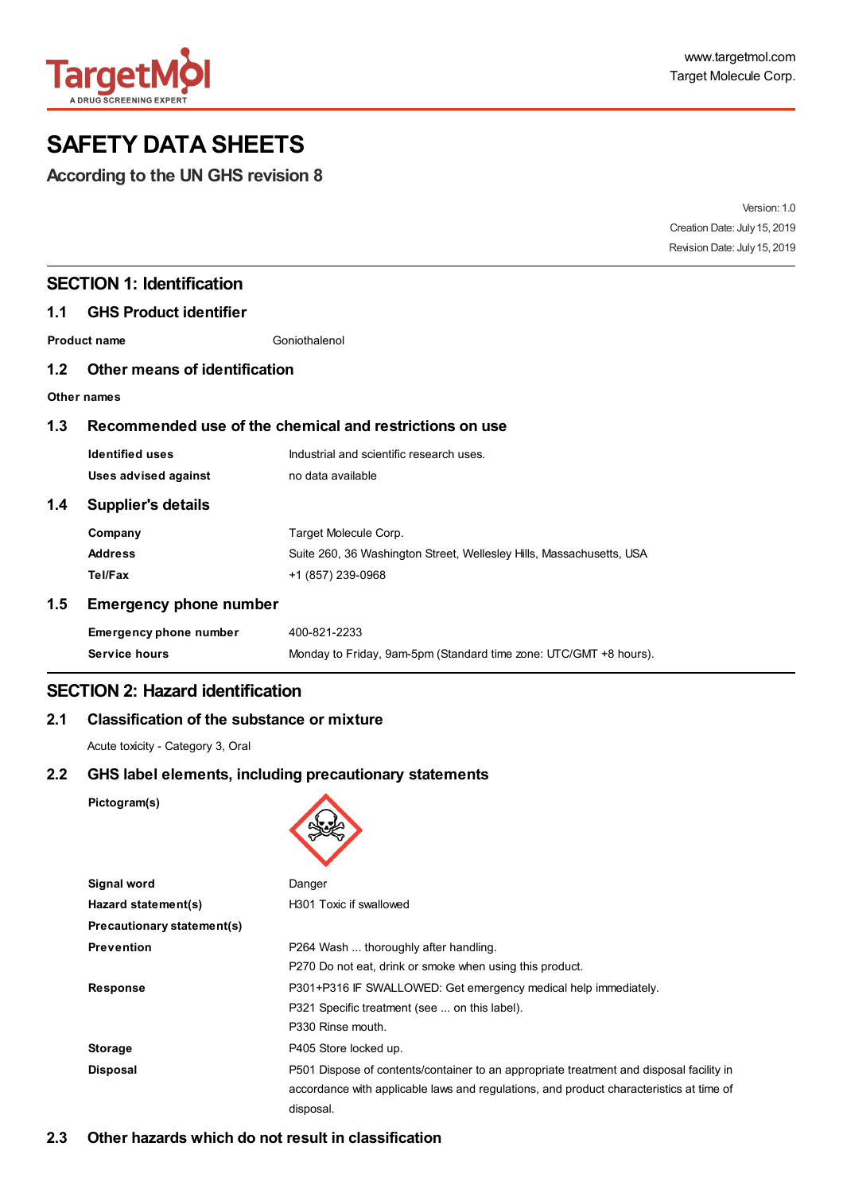www.targetmol.com
Target Molecule Corp.

# SAFETY DATA SHEETS

**According to the UN GHS revision 8**

Version: 1.0
Creation Date: July 15, 2019
Revision Date: July 15, 2019

## SECTION 1: Identification

### 1.1 GHS Product identifier

| | |
|---|---|
| **Product name** | Goniothalenol |

### 1.2 Other means of identification

**Other names**

### 1.3 Recommended use of the chemical and restrictions on use

| | |
|---|---|
| **Identified uses** | Industrial and scientific research uses. |
| **Uses advised against** | no data available |

### 1.4 Supplier's details

| | |
|---|---|
| **Company** | Target Molecule Corp. |
| **Address** | Suite 260, 36 Washington Street, Wellesley Hills, Massachusetts, USA |
| **Tel/Fax** | +1 (857) 239-0968 |

### 1.5 Emergency phone number

| | |
|---|---|
| **Emergency phone number** | 400-821-2233 |
| **Service hours** | Monday to Friday, 9am-5pm (Standard time zone: UTC/GMT +8 hours). |

## SECTION 2: Hazard identification

### 2.1 Classification of the substance or mixture

Acute toxicity - Category 3, Oral

### 2.2 GHS label elements, including precautionary statements

| | |
|---|---|
| **Pictogram(s)** | |
| **Signal word** | Danger |
| **Hazard statement(s)** | H301 Toxic if swallowed |
| **Precautionary statement(s)** | |
| **Prevention** | P264 Wash ... thoroughly after handling.<br>P270 Do not eat, drink or smoke when using this product. |
| **Response** | P301+P316 IF SWALLOWED: Get emergency medical help immediately.<br>P321 Specific treatment (see ... on this label).<br>P330 Rinse mouth. |
| **Storage** | P405 Store locked up. |
| **Disposal** | P501 Dispose of contents/container to an appropriate treatment and disposal facility in accordance with applicable laws and regulations, and product characteristics at time of disposal. |

### 2.3 Other hazards which do not result in classification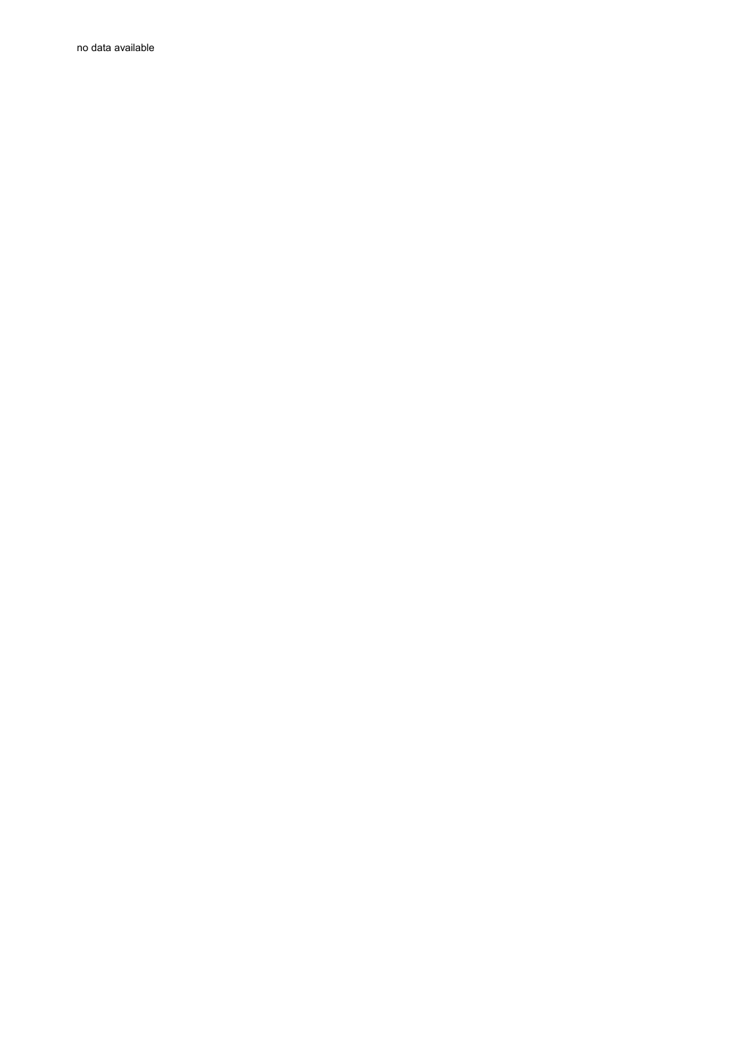no data available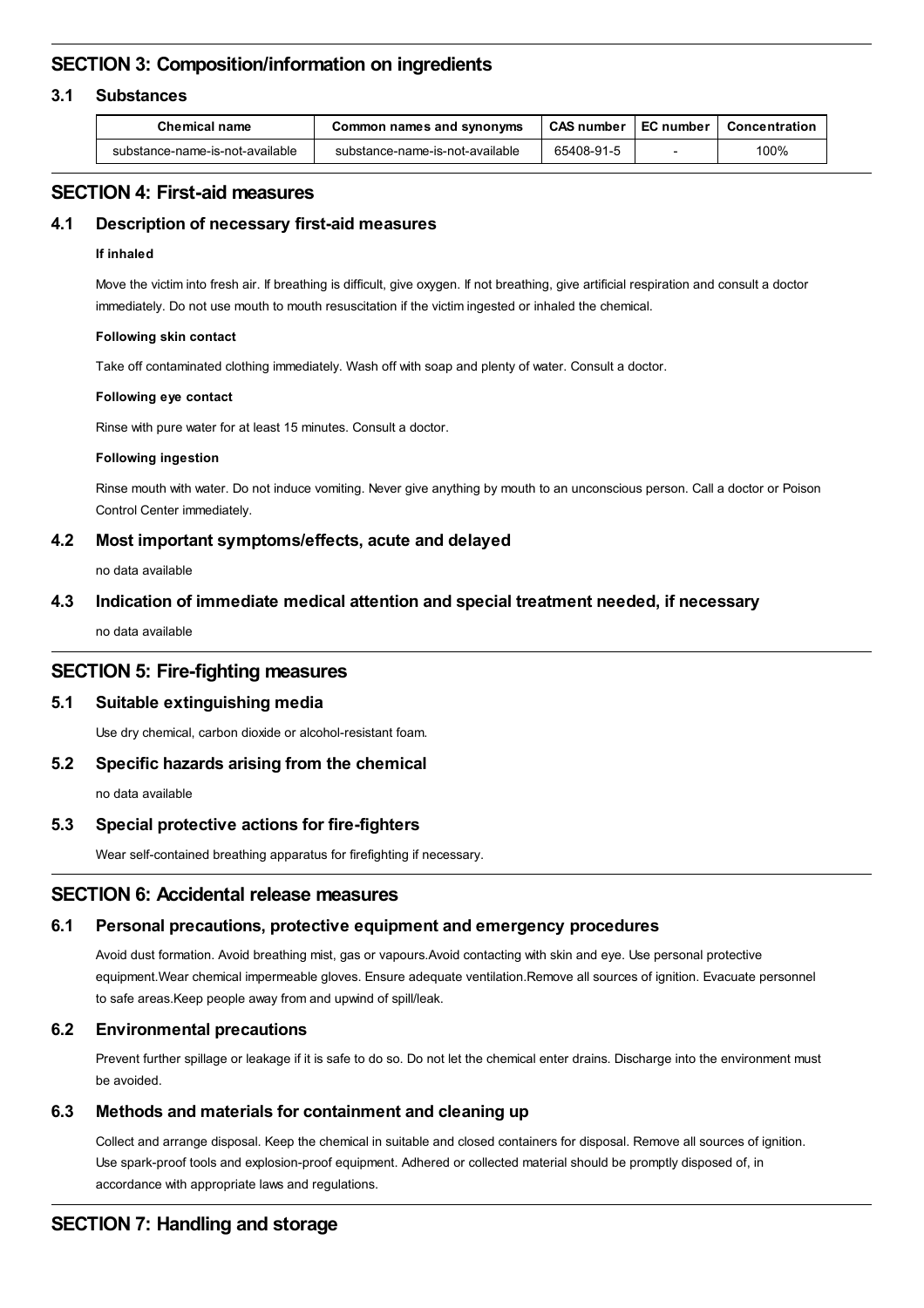## SECTION 3: Composition/information on ingredients

### 3.1 Substances

| Chemical name | Common names and synonyms | CAS number | EC number | Concentration |
|---|---|---|---|---|
| substance-name-is-not-available | substance-name-is-not-available | 65408-91-5 | - | 100% |

## SECTION 4: First-aid measures

### 4.1 Description of necessary first-aid measures

**If inhaled**

Move the victim into fresh air. If breathing is difficult, give oxygen. If not breathing, give artificial respiration and consult a doctor immediately. Do not use mouth to mouth resuscitation if the victim ingested or inhaled the chemical.

**Following skin contact**

Take off contaminated clothing immediately. Wash off with soap and plenty of water. Consult a doctor.

**Following eye contact**

Rinse with pure water for at least 15 minutes. Consult a doctor.

**Following ingestion**

Rinse mouth with water. Do not induce vomiting. Never give anything by mouth to an unconscious person. Call a doctor or Poison Control Center immediately.

### 4.2 Most important symptoms/effects, acute and delayed

no data available

### 4.3 Indication of immediate medical attention and special treatment needed, if necessary

no data available

## SECTION 5: Fire-fighting measures

### 5.1 Suitable extinguishing media

Use dry chemical, carbon dioxide or alcohol-resistant foam.

### 5.2 Specific hazards arising from the chemical

no data available

### 5.3 Special protective actions for fire-fighters

Wear self-contained breathing apparatus for firefighting if necessary.

## SECTION 6: Accidental release measures

### 6.1 Personal precautions, protective equipment and emergency procedures

Avoid dust formation. Avoid breathing mist, gas or vapours.Avoid contacting with skin and eye. Use personal protective equipment.Wear chemical impermeable gloves. Ensure adequate ventilation.Remove all sources of ignition. Evacuate personnel to safe areas.Keep people away from and upwind of spill/leak.

### 6.2 Environmental precautions

Prevent further spillage or leakage if it is safe to do so. Do not let the chemical enter drains. Discharge into the environment must be avoided.

### 6.3 Methods and materials for containment and cleaning up

Collect and arrange disposal. Keep the chemical in suitable and closed containers for disposal. Remove all sources of ignition. Use spark-proof tools and explosion-proof equipment. Adhered or collected material should be promptly disposed of, in accordance with appropriate laws and regulations.

## SECTION 7: Handling and storage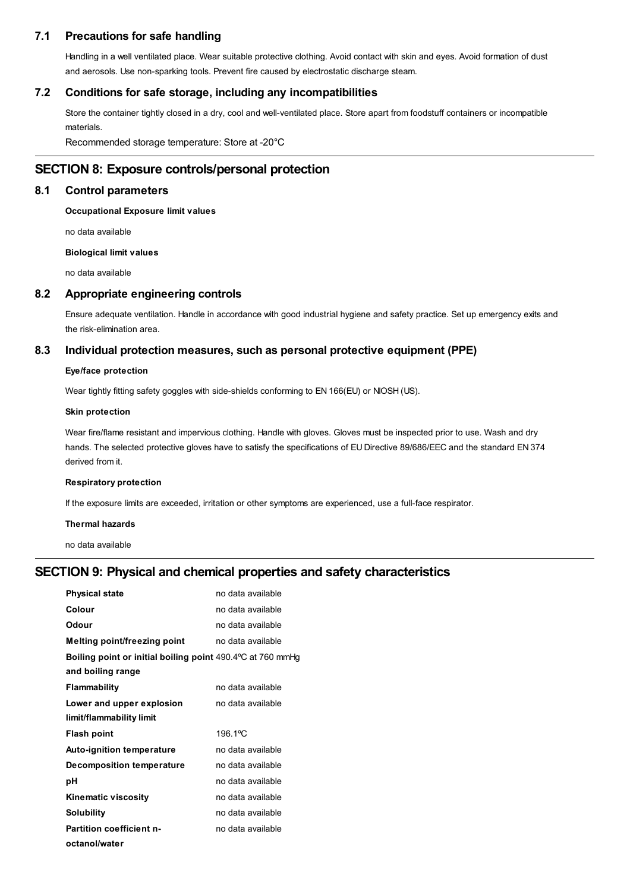### 7.1 Precautions for safe handling

Handling in a well ventilated place. Wear suitable protective clothing. Avoid contact with skin and eyes. Avoid formation of dust and aerosols. Use non-sparking tools. Prevent fire caused by electrostatic discharge steam.

### 7.2 Conditions for safe storage, including any incompatibilities

Store the container tightly closed in a dry, cool and well-ventilated place. Store apart from foodstuff containers or incompatible materials.

Recommended storage temperature: Store at -20°C

## SECTION 8: Exposure controls/personal protection

### 8.1 Control parameters

**Occupational Exposure limit values**

no data available

**Biological limit values**

no data available

### 8.2 Appropriate engineering controls

Ensure adequate ventilation. Handle in accordance with good industrial hygiene and safety practice. Set up emergency exits and the risk-elimination area.

### 8.3 Individual protection measures, such as personal protective equipment (PPE)

**Eye/face protection**

Wear tightly fitting safety goggles with side-shields conforming to EN 166(EU) or NIOSH (US).

**Skin protection**

Wear fire/flame resistant and impervious clothing. Handle with gloves. Gloves must be inspected prior to use. Wash and dry hands. The selected protective gloves have to satisfy the specifications of EU Directive 89/686/EEC and the standard EN 374 derived from it.

**Respiratory protection**

If the exposure limits are exceeded, irritation or other symptoms are experienced, use a full-face respirator.

**Thermal hazards**

no data available

## SECTION 9: Physical and chemical properties and safety characteristics

| | |
|---|---|
| **Physical state** | no data available |
| **Colour** | no data available |
| **Odour** | no data available |
| **Melting point/freezing point** | no data available |
| **Boiling point or initial boiling point and boiling range** | 490.4ºC at 760 mmHg |
| **Flammability** | no data available |
| **Lower and upper explosion limit/flammability limit** | no data available |
| **Flash point** | 196.1ºC |
| **Auto-ignition temperature** | no data available |
| **Decomposition temperature** | no data available |
| **pH** | no data available |
| **Kinematic viscosity** | no data available |
| **Solubility** | no data available |
| **Partition coefficient n-octanol/water** | no data available |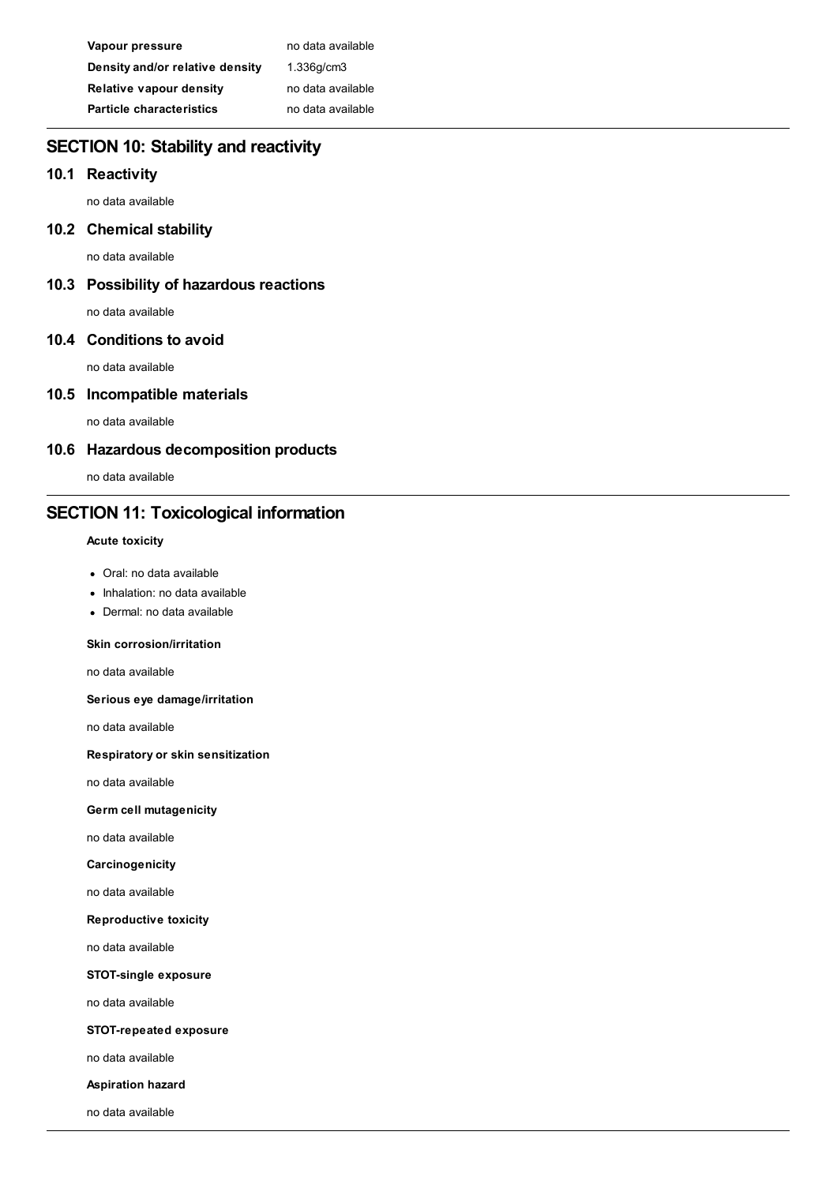| | |
|---|---|
| **Vapour pressure** | no data available |
| **Density and/or relative density** | 1.336g/cm3 |
| **Relative vapour density** | no data available |
| **Particle characteristics** | no data available |

## SECTION 10: Stability and reactivity

### 10.1 Reactivity

no data available

### 10.2 Chemical stability

no data available

### 10.3 Possibility of hazardous reactions

no data available

### 10.4 Conditions to avoid

no data available

### 10.5 Incompatible materials

no data available

### 10.6 Hazardous decomposition products

no data available

## SECTION 11: Toxicological information

**Acute toxicity**

- Oral: no data available
- Inhalation: no data available
- Dermal: no data available

**Skin corrosion/irritation**

no data available

**Serious eye damage/irritation**

no data available

**Respiratory or skin sensitization**

no data available

**Germ cell mutagenicity**

no data available

**Carcinogenicity**

no data available

**Reproductive toxicity**

no data available

**STOT-single exposure**

no data available

**STOT-repeated exposure**

no data available

**Aspiration hazard**

no data available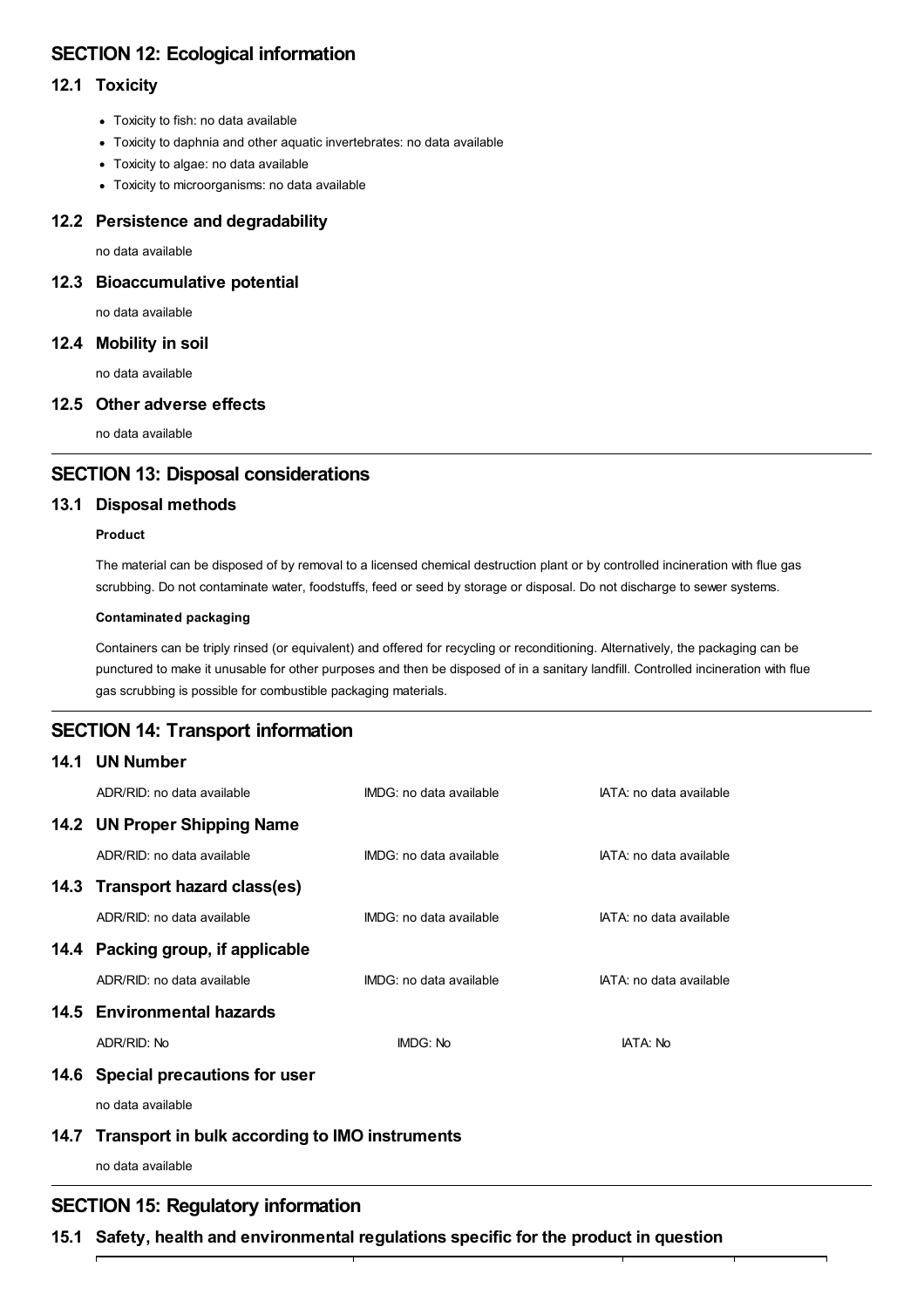## SECTION 12: Ecological information

### 12.1 Toxicity

- Toxicity to fish: no data available
- Toxicity to daphnia and other aquatic invertebrates: no data available
- Toxicity to algae: no data available
- Toxicity to microorganisms: no data available

### 12.2 Persistence and degradability

no data available

### 12.3 Bioaccumulative potential

no data available

### 12.4 Mobility in soil

no data available

### 12.5 Other adverse effects

no data available

## SECTION 13: Disposal considerations

### 13.1 Disposal methods

**Product**

The material can be disposed of by removal to a licensed chemical destruction plant or by controlled incineration with flue gas scrubbing. Do not contaminate water, foodstuffs, feed or seed by storage or disposal. Do not discharge to sewer systems.

**Contaminated packaging**

Containers can be triply rinsed (or equivalent) and offered for recycling or reconditioning. Alternatively, the packaging can be punctured to make it unusable for other purposes and then be disposed of in a sanitary landfill. Controlled incineration with flue gas scrubbing is possible for combustible packaging materials.

## SECTION 14: Transport information

### 14.1 UN Number

| | | |
|---|---|---|
| ADR/RID: no data available | IMDG: no data available | IATA: no data available |

### 14.2 UN Proper Shipping Name

| | | |
|---|---|---|
| ADR/RID: no data available | IMDG: no data available | IATA: no data available |

### 14.3 Transport hazard class(es)

| | | |
|---|---|---|
| ADR/RID: no data available | IMDG: no data available | IATA: no data available |

### 14.4 Packing group, if applicable

| | | |
|---|---|---|
| ADR/RID: no data available | IMDG: no data available | IATA: no data available |

### 14.5 Environmental hazards

| | | |
|---|---|---|
| ADR/RID: No | IMDG: No | IATA: No |

### 14.6 Special precautions for user

no data available

### 14.7 Transport in bulk according to IMO instruments

no data available

## SECTION 15: Regulatory information

### 15.1 Safety, health and environmental regulations specific for the product in question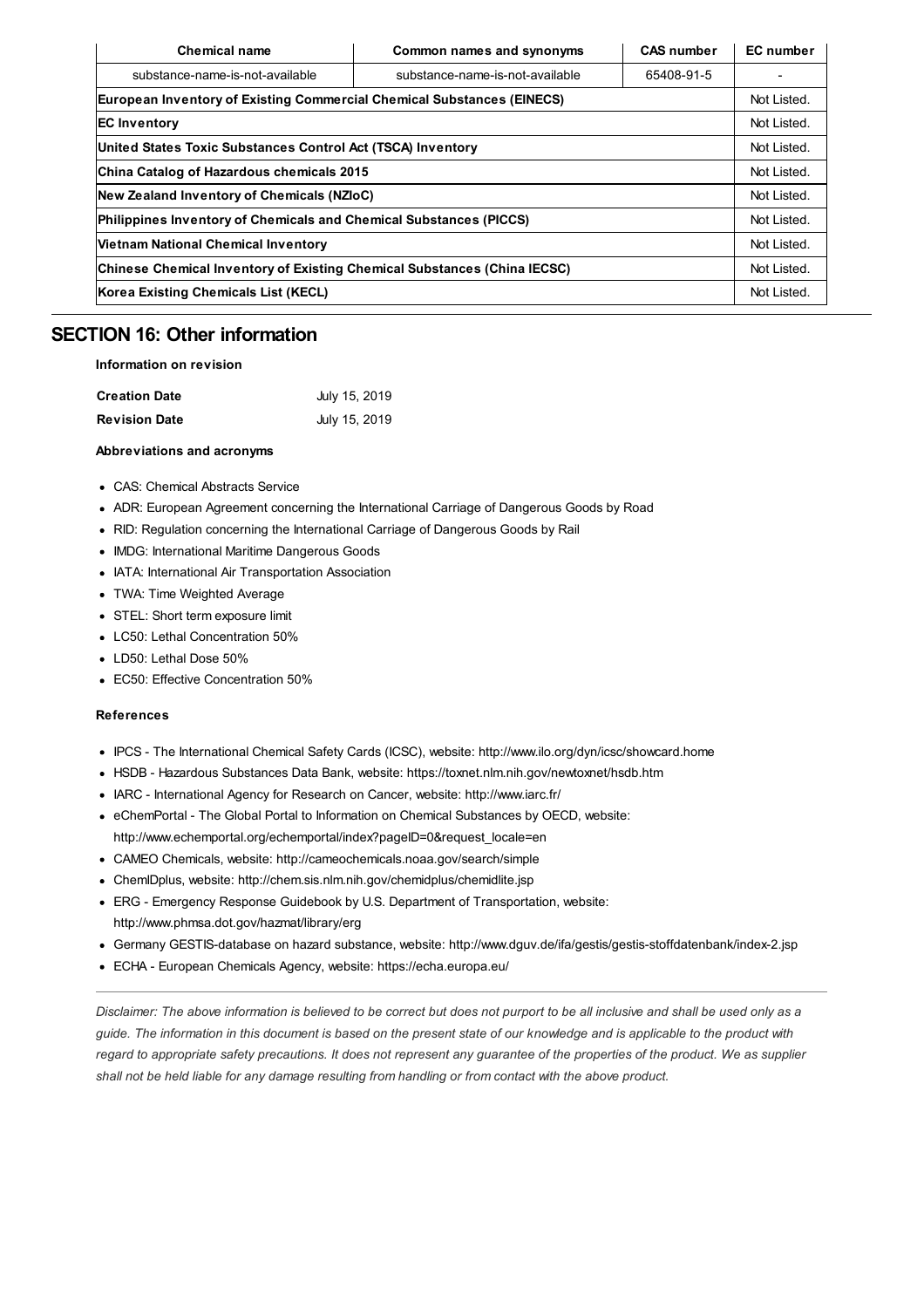| Chemical name | Common names and synonyms | CAS number | EC number |
| --- | --- | --- | --- |
| substance-name-is-not-available | substance-name-is-not-available | 65408-91-5 | - |
| **European Inventory of Existing Commercial Chemical Substances (EINECS)** | | | Not Listed. |
| **EC Inventory** | | | Not Listed. |
| **United States Toxic Substances Control Act (TSCA) Inventory** | | | Not Listed. |
| **China Catalog of Hazardous chemicals 2015** | | | Not Listed. |
| **New Zealand Inventory of Chemicals (NZIoC)** | | | Not Listed. |
| **Philippines Inventory of Chemicals and Chemical Substances (PICCS)** | | | Not Listed. |
| **Vietnam National Chemical Inventory** | | | Not Listed. |
| **Chinese Chemical Inventory of Existing Chemical Substances (China IECSC)** | | | Not Listed. |
| **Korea Existing Chemicals List (KECL)** | | | Not Listed. |

## SECTION 16: Other information

**Information on revision**

| | |
| --- | --- |
| **Creation Date** | July 15, 2019 |
| **Revision Date** | July 15, 2019 |

**Abbreviations and acronyms**

- CAS: Chemical Abstracts Service
- ADR: European Agreement concerning the International Carriage of Dangerous Goods by Road
- RID: Regulation concerning the International Carriage of Dangerous Goods by Rail
- IMDG: International Maritime Dangerous Goods
- IATA: International Air Transportation Association
- TWA: Time Weighted Average
- STEL: Short term exposure limit
- LC50: Lethal Concentration 50%
- LD50: Lethal Dose 50%
- EC50: Effective Concentration 50%

**References**

- IPCS - The International Chemical Safety Cards (ICSC), website: http://www.ilo.org/dyn/icsc/showcard.home
- HSDB - Hazardous Substances Data Bank, website: https://toxnet.nlm.nih.gov/newtoxnet/hsdb.htm
- IARC - International Agency for Research on Cancer, website: http://www.iarc.fr/
- eChemPortal - The Global Portal to Information on Chemical Substances by OECD, website: http://www.echemportal.org/echemportal/index?pageID=0&request_locale=en
- CAMEO Chemicals, website: http://cameochemicals.noaa.gov/search/simple
- ChemIDplus, website: http://chem.sis.nlm.nih.gov/chemidplus/chemidlite.jsp
- ERG - Emergency Response Guidebook by U.S. Department of Transportation, website: http://www.phmsa.dot.gov/hazmat/library/erg
- Germany GESTIS-database on hazard substance, website: http://www.dguv.de/ifa/gestis/gestis-stoffdatenbank/index-2.jsp
- ECHA - European Chemicals Agency, website: https://echa.europa.eu/

---

*Disclaimer: The above information is believed to be correct but does not purport to be all inclusive and shall be used only as a guide. The information in this document is based on the present state of our knowledge and is applicable to the product with regard to appropriate safety precautions. It does not represent any guarantee of the properties of the product. We as supplier shall not be held liable for any damage resulting from handling or from contact with the above product.*